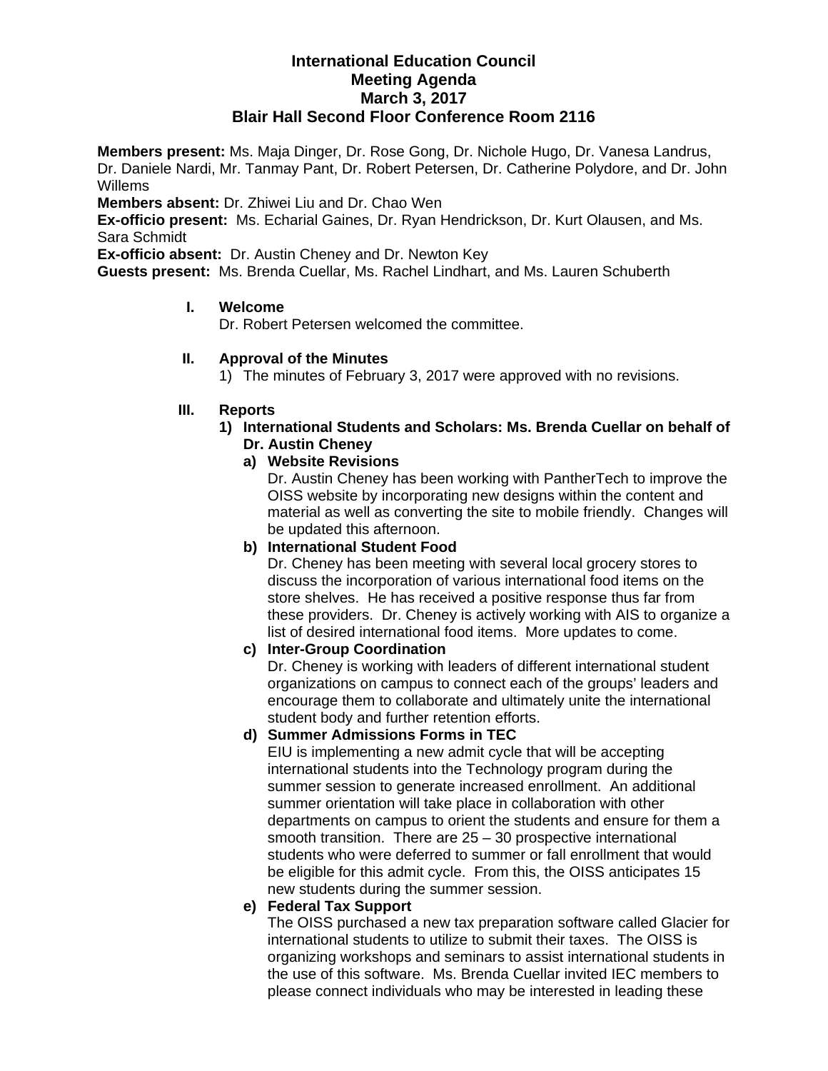# International Education Council
## Meeting Agenda
## March 3, 2017
## Blair Hall Second Floor Conference Room 2116

**Members present:** Ms. Maja Dinger, Dr. Rose Gong, Dr. Nichole Hugo, Dr. Vanesa Landrus, Dr. Daniele Nardi, Mr. Tanmay Pant, Dr. Robert Petersen, Dr. Catherine Polydore, and Dr. John Willems
**Members absent:** Dr. Zhiwei Liu and Dr. Chao Wen
**Ex-officio present:** Ms. Echarial Gaines, Dr. Ryan Hendrickson, Dr. Kurt Olausen, and Ms. Sara Schmidt
**Ex-officio absent:** Dr. Austin Cheney and Dr. Newton Key
**Guests present:** Ms. Brenda Cuellar, Ms. Rachel Lindhart, and Ms. Lauren Schuberth

**I. Welcome**

Dr. Robert Petersen welcomed the committee.

**II. Approval of the Minutes**

1) The minutes of February 3, 2017 were approved with no revisions.

**III. Reports**

**1) International Students and Scholars: Ms. Brenda Cuellar on behalf of Dr. Austin Cheney**

**a) Website Revisions**
Dr. Austin Cheney has been working with PantherTech to improve the OISS website by incorporating new designs within the content and material as well as converting the site to mobile friendly. Changes will be updated this afternoon.

**b) International Student Food**
Dr. Cheney has been meeting with several local grocery stores to discuss the incorporation of various international food items on the store shelves. He has received a positive response thus far from these providers. Dr. Cheney is actively working with AIS to organize a list of desired international food items. More updates to come.

**c) Inter-Group Coordination**
Dr. Cheney is working with leaders of different international student organizations on campus to connect each of the groups' leaders and encourage them to collaborate and ultimately unite the international student body and further retention efforts.

**d) Summer Admissions Forms in TEC**
EIU is implementing a new admit cycle that will be accepting international students into the Technology program during the summer session to generate increased enrollment. An additional summer orientation will take place in collaboration with other departments on campus to orient the students and ensure for them a smooth transition. There are 25 – 30 prospective international students who were deferred to summer or fall enrollment that would be eligible for this admit cycle. From this, the OISS anticipates 15 new students during the summer session.

**e) Federal Tax Support**
The OISS purchased a new tax preparation software called Glacier for international students to utilize to submit their taxes. The OISS is organizing workshops and seminars to assist international students in the use of this software. Ms. Brenda Cuellar invited IEC members to please connect individuals who may be interested in leading these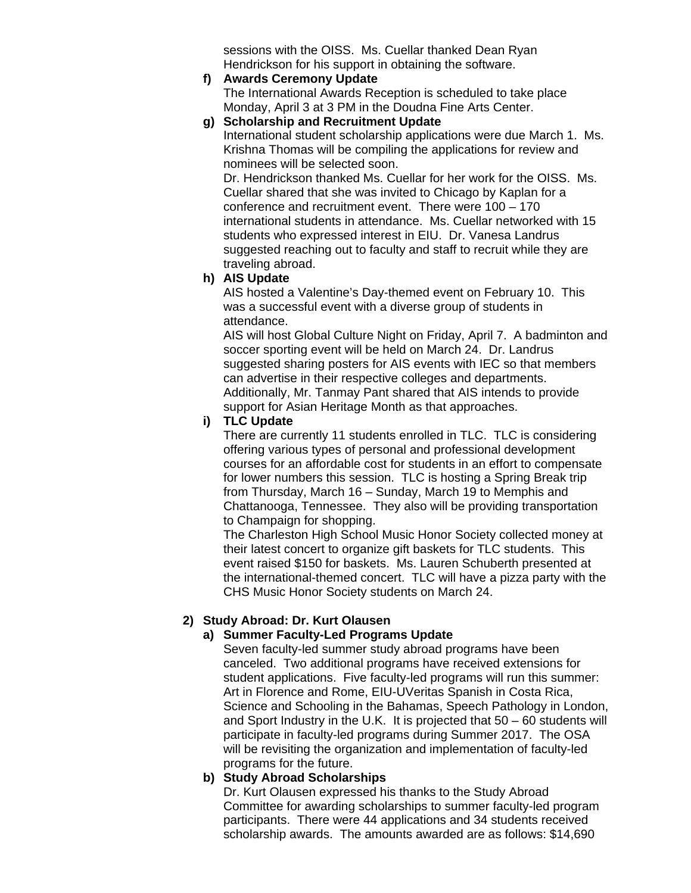sessions with the OISS. Ms. Cuellar thanked Dean Ryan Hendrickson for his support in obtaining the software.

f) **Awards Ceremony Update**
The International Awards Reception is scheduled to take place Monday, April 3 at 3 PM in the Doudna Fine Arts Center.

g) **Scholarship and Recruitment Update**
International student scholarship applications were due March 1. Ms. Krishna Thomas will be compiling the applications for review and nominees will be selected soon.
Dr. Hendrickson thanked Ms. Cuellar for her work for the OISS. Ms. Cuellar shared that she was invited to Chicago by Kaplan for a conference and recruitment event. There were 100 – 170 international students in attendance. Ms. Cuellar networked with 15 students who expressed interest in EIU. Dr. Vanesa Landrus suggested reaching out to faculty and staff to recruit while they are traveling abroad.

h) **AIS Update**
AIS hosted a Valentine's Day-themed event on February 10. This was a successful event with a diverse group of students in attendance.
AIS will host Global Culture Night on Friday, April 7. A badminton and soccer sporting event will be held on March 24. Dr. Landrus suggested sharing posters for AIS events with IEC so that members can advertise in their respective colleges and departments. Additionally, Mr. Tanmay Pant shared that AIS intends to provide support for Asian Heritage Month as that approaches.

i) **TLC Update**
There are currently 11 students enrolled in TLC. TLC is considering offering various types of personal and professional development courses for an affordable cost for students in an effort to compensate for lower numbers this session. TLC is hosting a Spring Break trip from Thursday, March 16 – Sunday, March 19 to Memphis and Chattanooga, Tennessee. They also will be providing transportation to Champaign for shopping.
The Charleston High School Music Honor Society collected money at their latest concert to organize gift baskets for TLC students. This event raised $150 for baskets. Ms. Lauren Schuberth presented at the international-themed concert. TLC will have a pizza party with the CHS Music Honor Society students on March 24.

**2) Study Abroad: Dr. Kurt Olausen**

a) **Summer Faculty-Led Programs Update**
Seven faculty-led summer study abroad programs have been canceled. Two additional programs have received extensions for student applications. Five faculty-led programs will run this summer: Art in Florence and Rome, EIU-UVeritas Spanish in Costa Rica, Science and Schooling in the Bahamas, Speech Pathology in London, and Sport Industry in the U.K. It is projected that 50 – 60 students will participate in faculty-led programs during Summer 2017. The OSA will be revisiting the organization and implementation of faculty-led programs for the future.

b) **Study Abroad Scholarships**
Dr. Kurt Olausen expressed his thanks to the Study Abroad Committee for awarding scholarships to summer faculty-led program participants. There were 44 applications and 34 students received scholarship awards. The amounts awarded are as follows: $14,690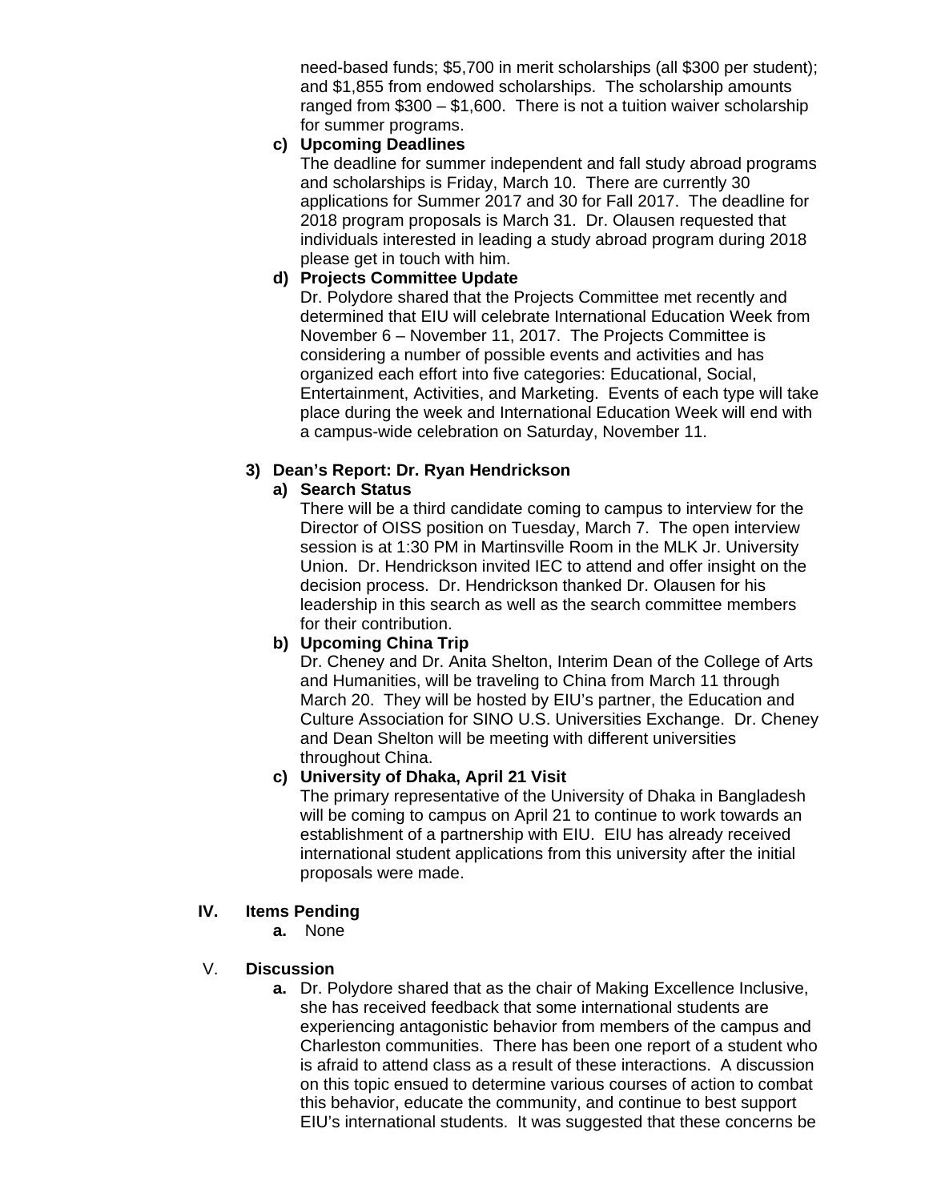need-based funds; $5,700 in merit scholarships (all $300 per student); and $1,855 from endowed scholarships. The scholarship amounts ranged from $300 – $1,600. There is not a tuition waiver scholarship for summer programs.

**c) Upcoming Deadlines**

The deadline for summer independent and fall study abroad programs and scholarships is Friday, March 10. There are currently 30 applications for Summer 2017 and 30 for Fall 2017. The deadline for 2018 program proposals is March 31. Dr. Olausen requested that individuals interested in leading a study abroad program during 2018 please get in touch with him.

**d) Projects Committee Update**

Dr. Polydore shared that the Projects Committee met recently and determined that EIU will celebrate International Education Week from November 6 – November 11, 2017. The Projects Committee is considering a number of possible events and activities and has organized each effort into five categories: Educational, Social, Entertainment, Activities, and Marketing. Events of each type will take place during the week and International Education Week will end with a campus-wide celebration on Saturday, November 11.

**3) Dean's Report: Dr. Ryan Hendrickson**

**a) Search Status**

There will be a third candidate coming to campus to interview for the Director of OISS position on Tuesday, March 7. The open interview session is at 1:30 PM in Martinsville Room in the MLK Jr. University Union. Dr. Hendrickson invited IEC to attend and offer insight on the decision process. Dr. Hendrickson thanked Dr. Olausen for his leadership in this search as well as the search committee members for their contribution.

**b) Upcoming China Trip**

Dr. Cheney and Dr. Anita Shelton, Interim Dean of the College of Arts and Humanities, will be traveling to China from March 11 through March 20. They will be hosted by EIU's partner, the Education and Culture Association for SINO U.S. Universities Exchange. Dr. Cheney and Dean Shelton will be meeting with different universities throughout China.

**c) University of Dhaka, April 21 Visit**

The primary representative of the University of Dhaka in Bangladesh will be coming to campus on April 21 to continue to work towards an establishment of a partnership with EIU. EIU has already received international student applications from this university after the initial proposals were made.

**IV. Items Pending**

**a.** None

V. **Discussion**

**a.** Dr. Polydore shared that as the chair of Making Excellence Inclusive, she has received feedback that some international students are experiencing antagonistic behavior from members of the campus and Charleston communities. There has been one report of a student who is afraid to attend class as a result of these interactions. A discussion on this topic ensued to determine various courses of action to combat this behavior, educate the community, and continue to best support EIU's international students. It was suggested that these concerns be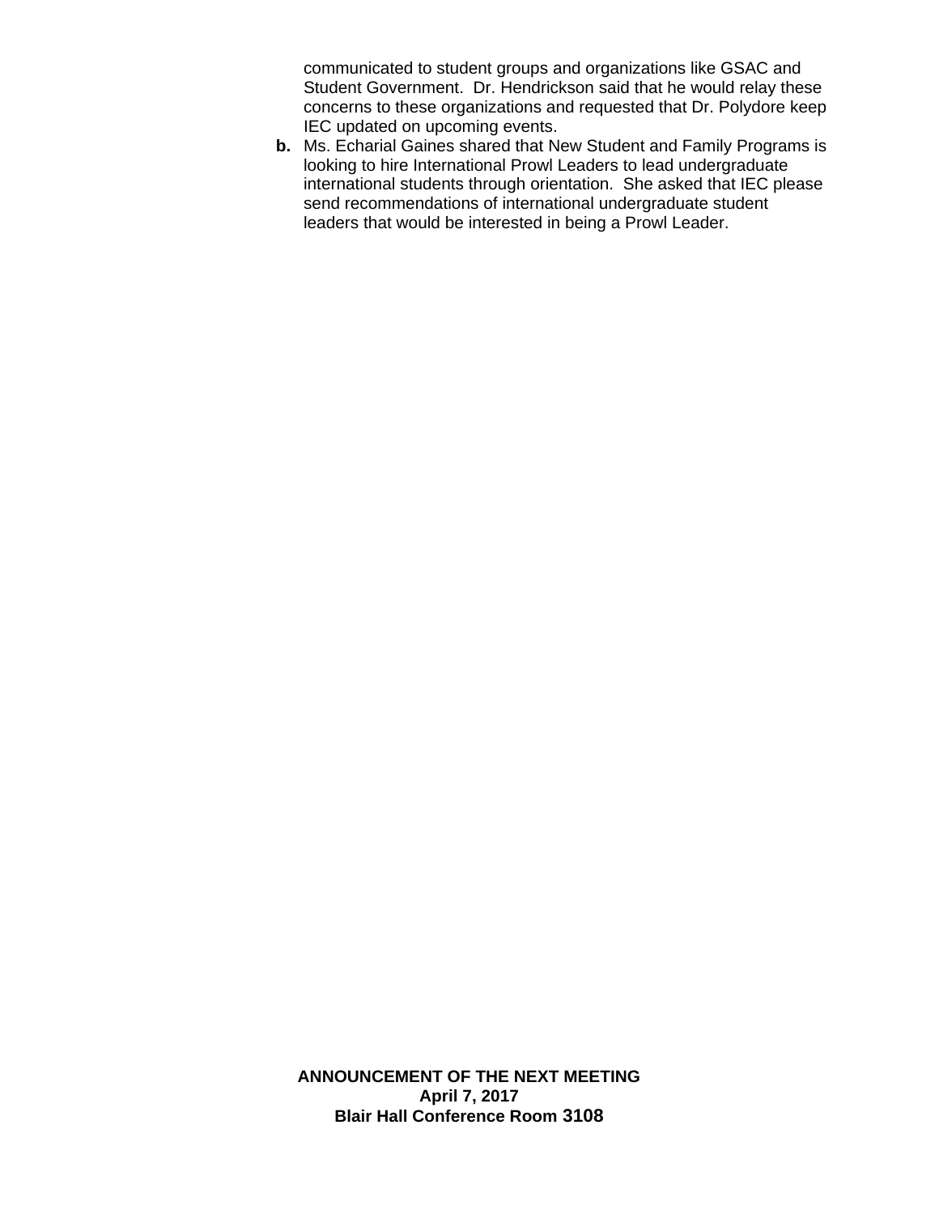communicated to student groups and organizations like GSAC and Student Government. Dr. Hendrickson said that he would relay these concerns to these organizations and requested that Dr. Polydore keep IEC updated on upcoming events.

**b.** Ms. Echarial Gaines shared that New Student and Family Programs is looking to hire International Prowl Leaders to lead undergraduate international students through orientation. She asked that IEC please send recommendations of international undergraduate student leaders that would be interested in being a Prowl Leader.

**ANNOUNCEMENT OF THE NEXT MEETING**
**April 7, 2017**
**Blair Hall Conference Room 3108**